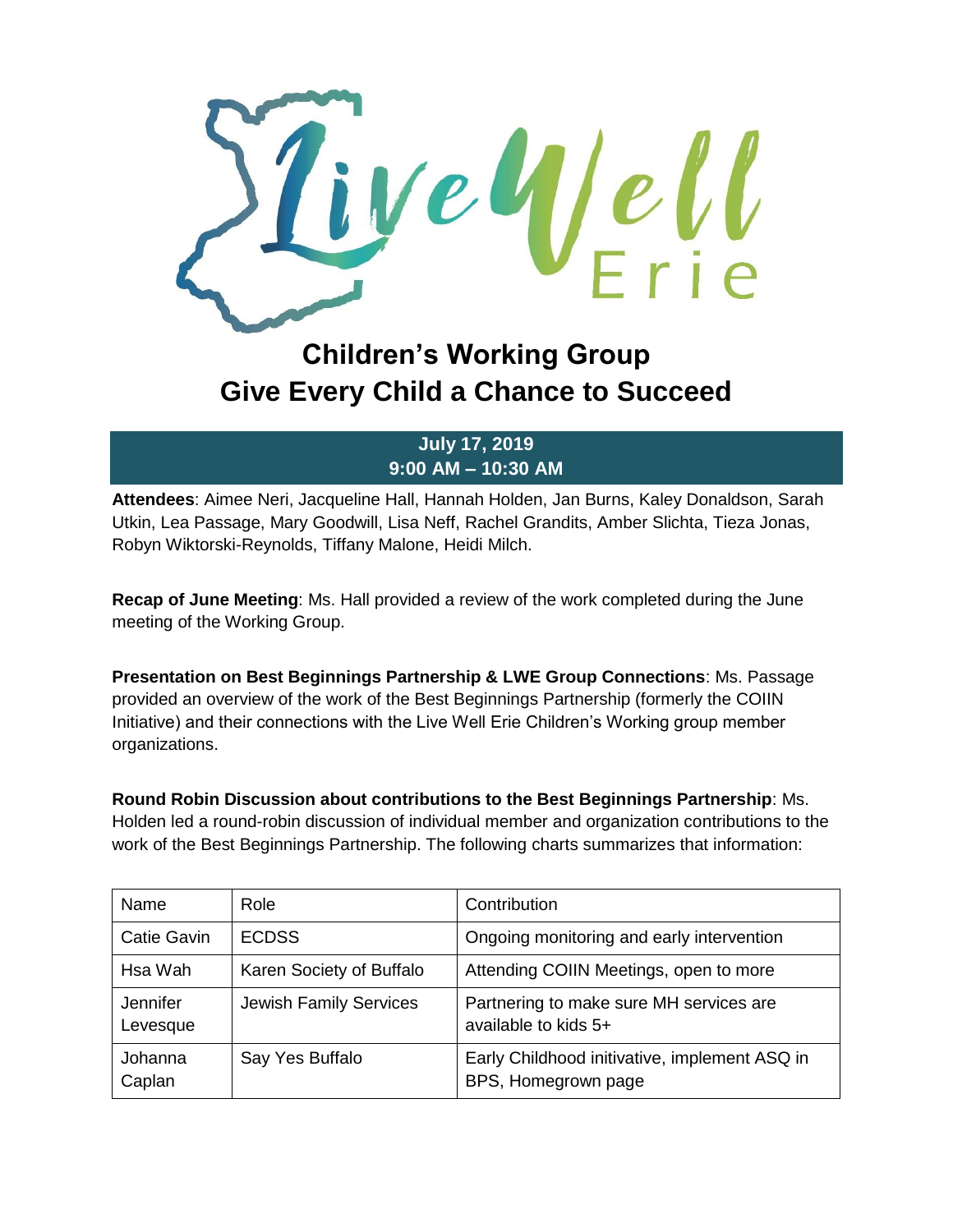# Children's Working Group
# Give Every Child a Chance to Succeed

**July 17, 2019**
**9:00 AM – 10:30 AM**

**Attendees**: Aimee Neri, Jacqueline Hall, Hannah Holden, Jan Burns, Kaley Donaldson, Sarah Utkin, Lea Passage, Mary Goodwill, Lisa Neff, Rachel Grandits, Amber Slichta, Tieza Jonas, Robyn Wiktorski-Reynolds, Tiffany Malone, Heidi Milch.

**Recap of June Meeting**: Ms. Hall provided a review of the work completed during the June meeting of the Working Group.

**Presentation on Best Beginnings Partnership & LWE Group Connections**: Ms. Passage provided an overview of the work of the Best Beginnings Partnership (formerly the COIIN Initiative) and their connections with the Live Well Erie Children's Working group member organizations.

**Round Robin Discussion about contributions to the Best Beginnings Partnership**: Ms. Holden led a round-robin discussion of individual member and organization contributions to the work of the Best Beginnings Partnership. The following charts summarizes that information:

| Name | Role | Contribution |
|---|---|---|
| Catie Gavin | ECDSS | Ongoing monitoring and early intervention |
| Hsa Wah | Karen Society of Buffalo | Attending COIIN Meetings, open to more |
| Jennifer Levesque | Jewish Family Services | Partnering to make sure MH services are available to kids 5+ |
| Johanna Caplan | Say Yes Buffalo | Early Childhood initivative, implement ASQ in BPS, Homegrown page |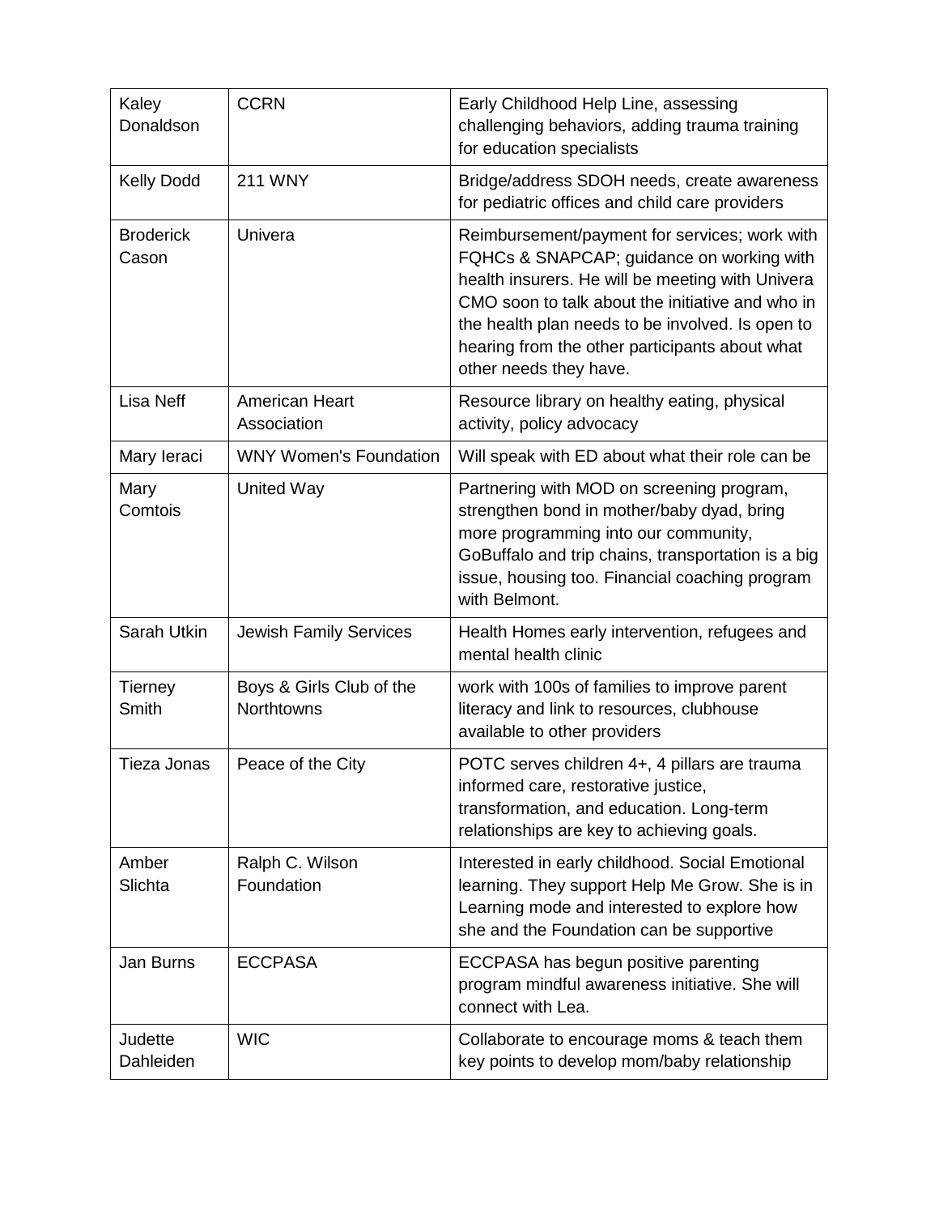| | | |
|---|---|---|
| Kaley Donaldson | CCRN | Early Childhood Help Line, assessing challenging behaviors, adding trauma training for education specialists |
| Kelly Dodd | 211 WNY | Bridge/address SDOH needs, create awareness for pediatric offices and child care providers |
| Broderick Cason | Univera | Reimbursement/payment for services; work with FQHCs & SNAPCAP; guidance on working with health insurers. He will be meeting with Univera CMO soon to talk about the initiative and who in the health plan needs to be involved. Is open to hearing from the other participants about what other needs they have. |
| Lisa Neff | American Heart Association | Resource library on healthy eating, physical activity, policy advocacy |
| Mary Ieraci | WNY Women's Foundation | Will speak with ED about what their role can be |
| Mary Comtois | United Way | Partnering with MOD on screening program, strengthen bond in mother/baby dyad, bring more programming into our community, GoBuffalo and trip chains, transportation is a big issue, housing too. Financial coaching program with Belmont. |
| Sarah Utkin | Jewish Family Services | Health Homes early intervention, refugees and mental health clinic |
| Tierney Smith | Boys & Girls Club of the Northtowns | work with 100s of families to improve parent literacy and link to resources, clubhouse available to other providers |
| Tieza Jonas | Peace of the City | POTC serves children 4+, 4 pillars are trauma informed care, restorative justice, transformation, and education. Long-term relationships are key to achieving goals. |
| Amber Slichta | Ralph C. Wilson Foundation | Interested in early childhood. Social Emotional learning. They support Help Me Grow. She is in Learning mode and interested to explore how she and the Foundation can be supportive |
| Jan Burns | ECCPASA | ECCPASA has begun positive parenting program mindful awareness initiative. She will connect with Lea. |
| Judette Dahleiden | WIC | Collaborate to encourage moms & teach them key points to develop mom/baby relationship |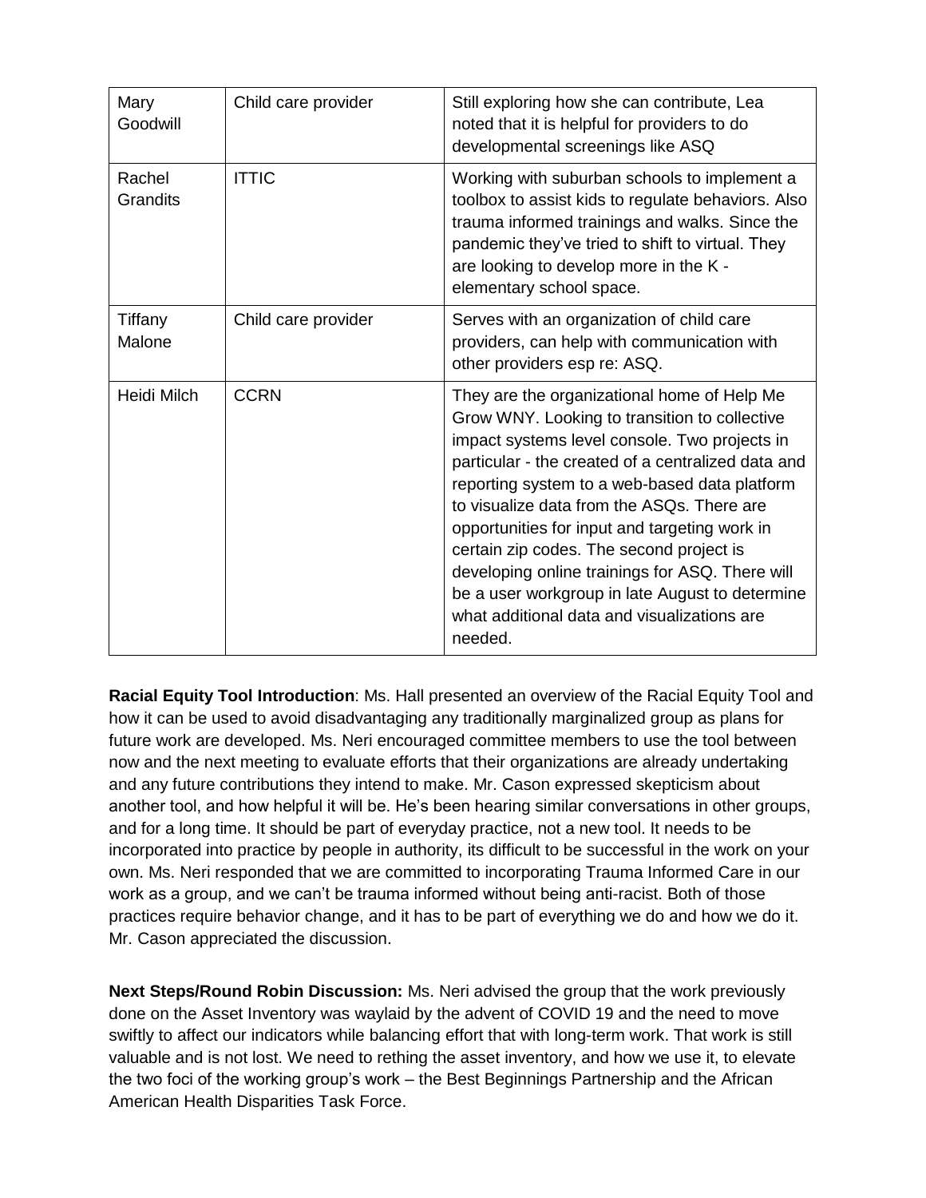| Mary Goodwill | Child care provider | Still exploring how she can contribute, Lea noted that it is helpful for providers to do developmental screenings like ASQ |
|---|---|---|
| Rachel Grandits | ITTIC | Working with suburban schools to implement a toolbox to assist kids to regulate behaviors. Also trauma informed trainings and walks. Since the pandemic they've tried to shift to virtual. They are looking to develop more in the K - elementary school space. |
| Tiffany Malone | Child care provider | Serves with an organization of child care providers, can help with communication with other providers esp re: ASQ. |
| Heidi Milch | CCRN | They are the organizational home of Help Me Grow WNY. Looking to transition to collective impact systems level console. Two projects in particular - the created of a centralized data and reporting system to a web-based data platform to visualize data from the ASQs. There are opportunities for input and targeting work in certain zip codes. The second project is developing online trainings for ASQ. There will be a user workgroup in late August to determine what additional data and visualizations are needed. |

**Racial Equity Tool Introduction**: Ms. Hall presented an overview of the Racial Equity Tool and how it can be used to avoid disadvantaging any traditionally marginalized group as plans for future work are developed. Ms. Neri encouraged committee members to use the tool between now and the next meeting to evaluate efforts that their organizations are already undertaking and any future contributions they intend to make. Mr. Cason expressed skepticism about another tool, and how helpful it will be. He's been hearing similar conversations in other groups, and for a long time. It should be part of everyday practice, not a new tool. It needs to be incorporated into practice by people in authority, its difficult to be successful in the work on your own. Ms. Neri responded that we are committed to incorporating Trauma Informed Care in our work as a group, and we can't be trauma informed without being anti-racist. Both of those practices require behavior change, and it has to be part of everything we do and how we do it. Mr. Cason appreciated the discussion.

**Next Steps/Round Robin Discussion:** Ms. Neri advised the group that the work previously done on the Asset Inventory was waylaid by the advent of COVID 19 and the need to move swiftly to affect our indicators while balancing effort that with long-term work. That work is still valuable and is not lost. We need to rething the asset inventory, and how we use it, to elevate the two foci of the working group's work – the Best Beginnings Partnership and the African American Health Disparities Task Force.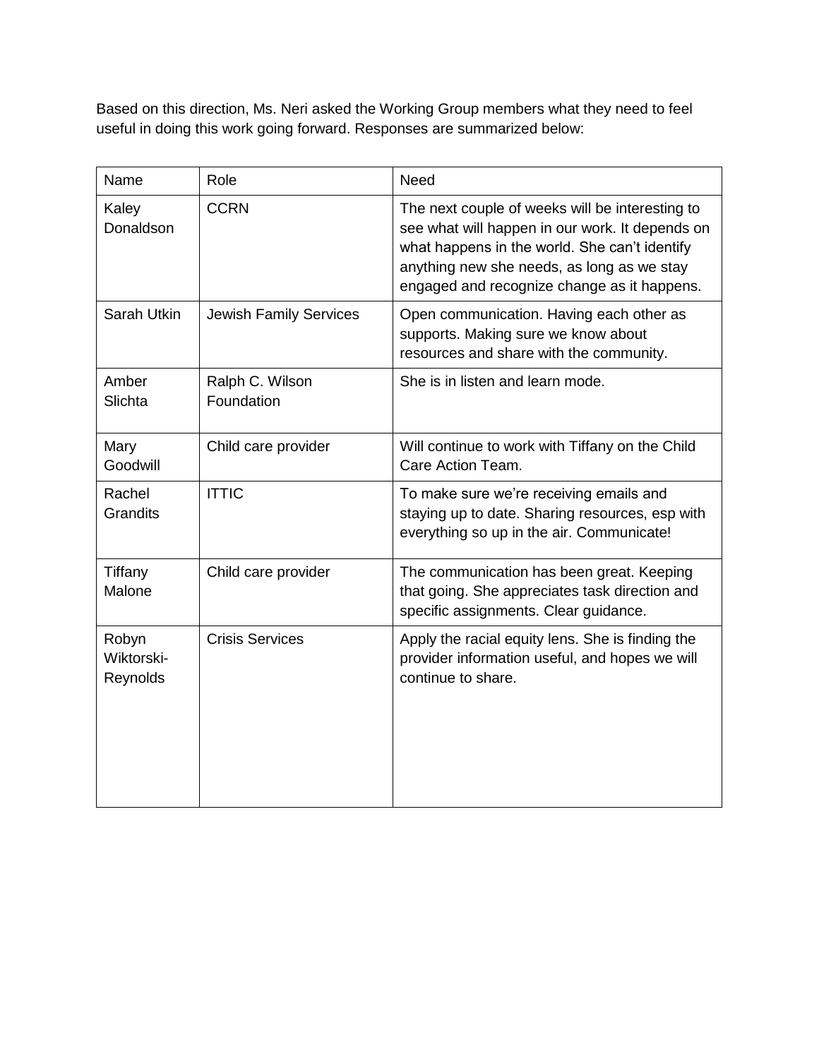Based on this direction, Ms. Neri asked the Working Group members what they need to feel useful in doing this work going forward. Responses are summarized below:

| Name | Role | Need |
|---|---|---|
| Kaley Donaldson | CCRN | The next couple of weeks will be interesting to see what will happen in our work. It depends on what happens in the world. She can't identify anything new she needs, as long as we stay engaged and recognize change as it happens. |
| Sarah Utkin | Jewish Family Services | Open communication. Having each other as supports. Making sure we know about resources and share with the community. |
| Amber Slichta | Ralph C. Wilson Foundation | She is in listen and learn mode. |
| Mary Goodwill | Child care provider | Will continue to work with Tiffany on the Child Care Action Team. |
| Rachel Grandits | ITTIC | To make sure we're receiving emails and staying up to date. Sharing resources, esp with everything so up in the air. Communicate! |
| Tiffany Malone | Child care provider | The communication has been great. Keeping that going. She appreciates task direction and specific assignments. Clear guidance. |
| Robyn Wiktorski-Reynolds | Crisis Services | Apply the racial equity lens. She is finding the provider information useful, and hopes we will continue to share. |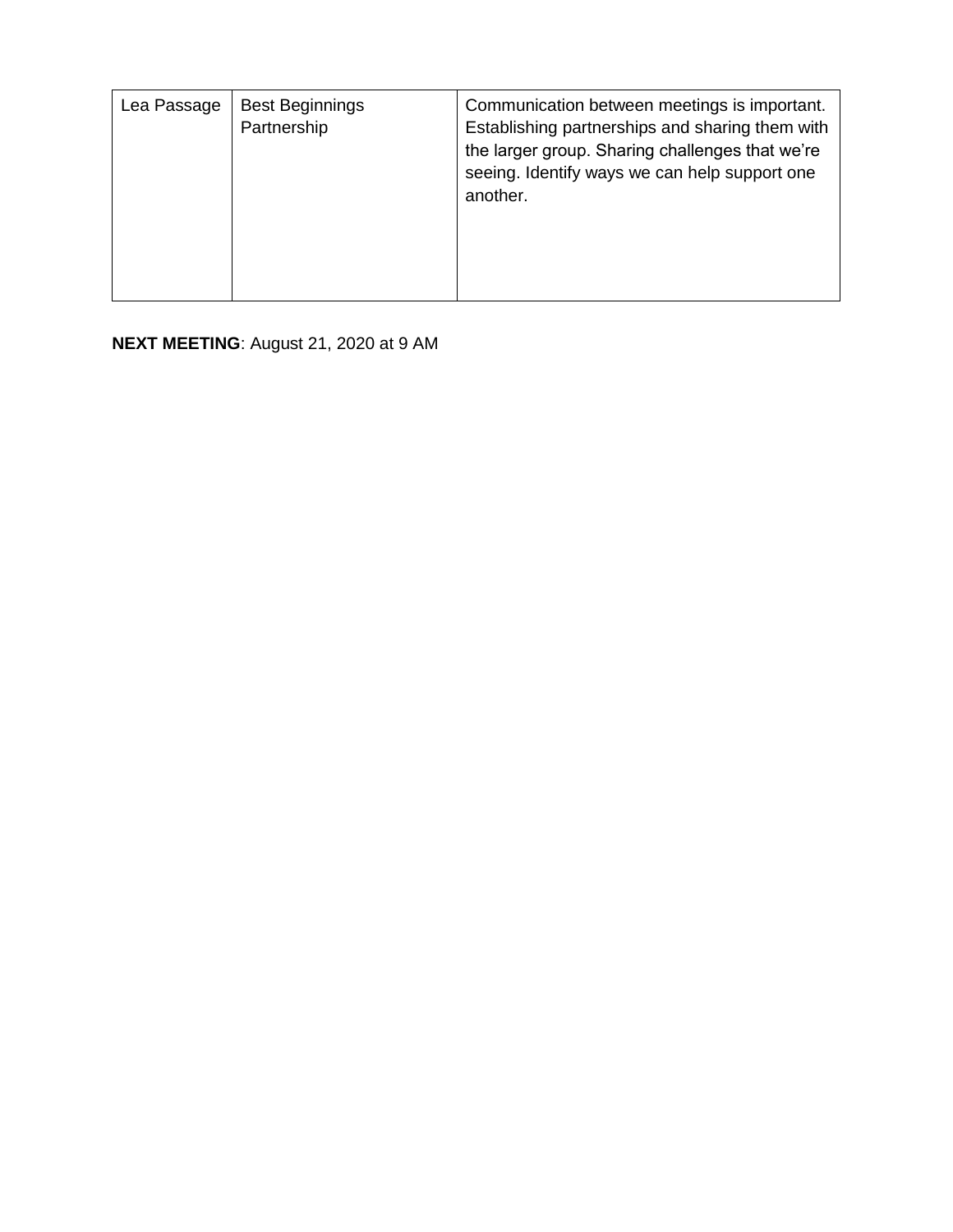| | | |
|---|---|---|
| Lea Passage | Best Beginnings Partnership | Communication between meetings is important. Establishing partnerships and sharing them with the larger group. Sharing challenges that we're seeing. Identify ways we can help support one another. |

**NEXT MEETING**: August 21, 2020 at 9 AM